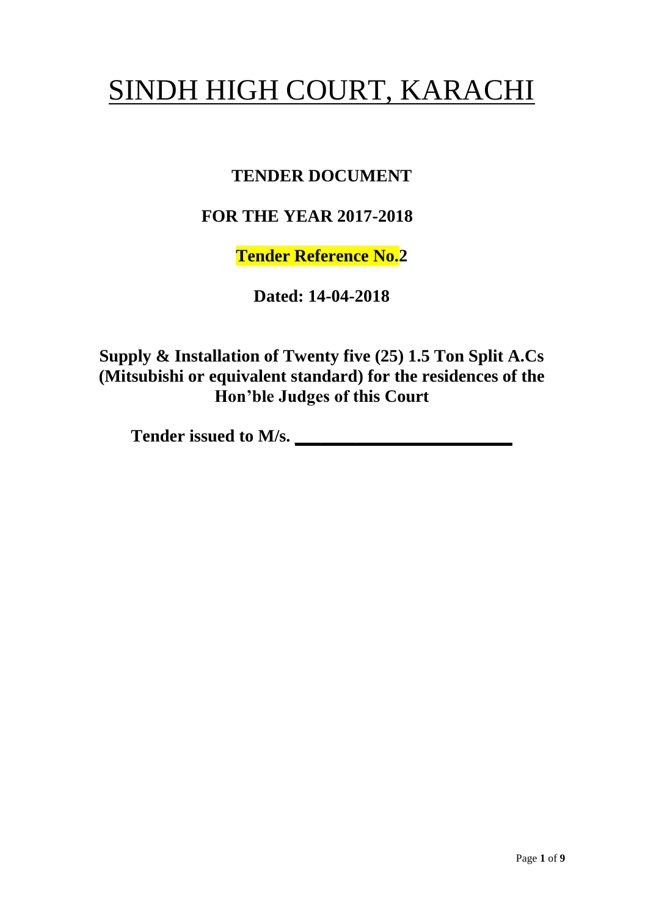# SINDH HIGH COURT, KARACHI

**TENDER DOCUMENT**

**FOR THE YEAR 2017-2018**

**Tender Reference No.2**

**Dated: 14-04-2018**

**Supply & Installation of Twenty five (25) 1.5 Ton Split A.Cs (Mitsubishi or equivalent standard) for the residences of the Hon'ble Judges of this Court**

**Tender issued to M/s. ________________________**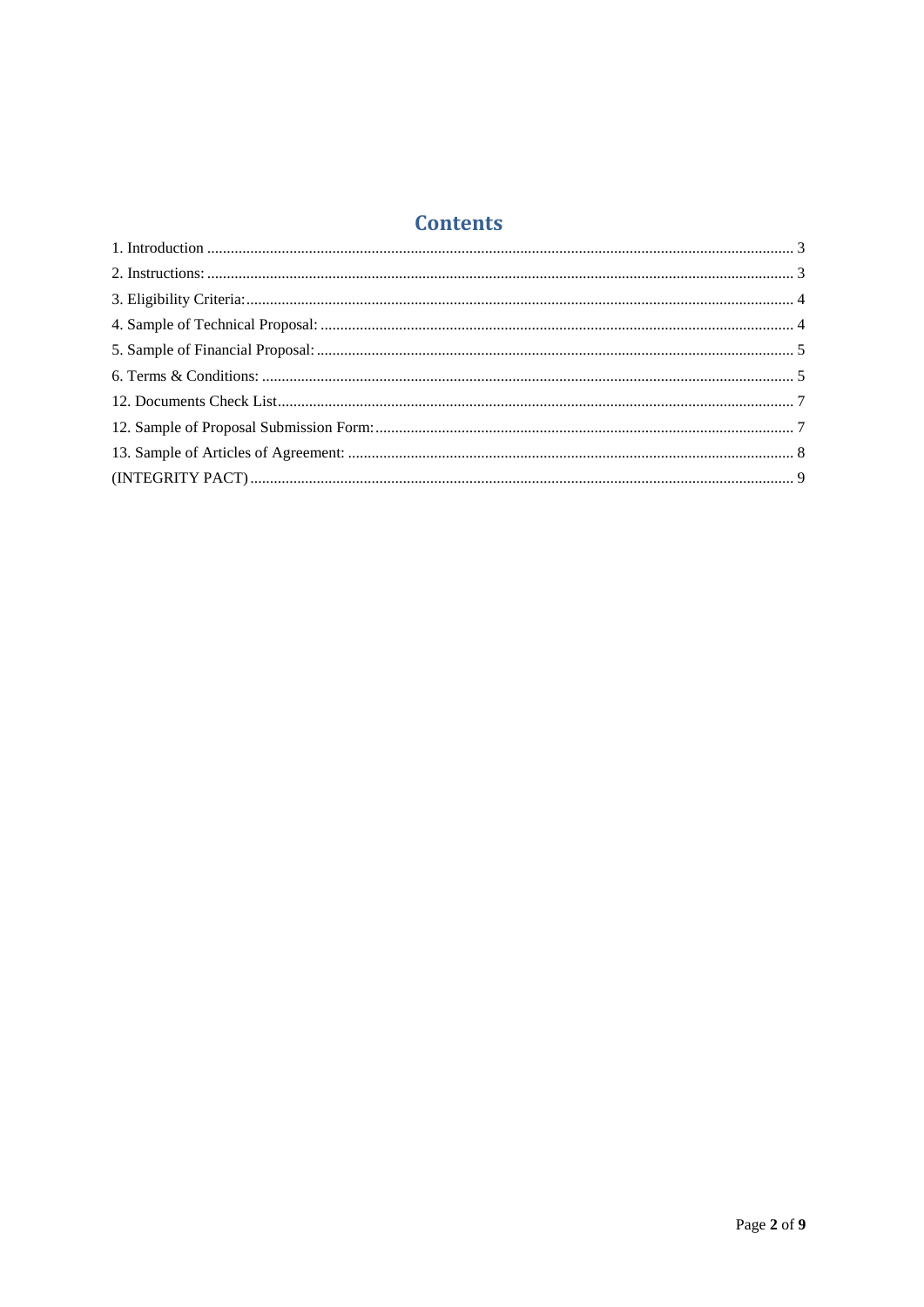## Contents

1. Introduction .................................................................................................................................... 3
2. Instructions: .................................................................................................................................... 3
3. Eligibility Criteria:.......................................................................................................................... 4
4. Sample of Technical Proposal: ........................................................................................................ 4
5. Sample of Financial Proposal: ......................................................................................................... 5
6. Terms & Conditions: ...................................................................................................................... 5
12. Documents Check List.................................................................................................................. 7
12. Sample of Proposal Submission Form:.......................................................................................... 7
13. Sample of Articles of Agreement: ................................................................................................. 8
(INTEGRITY PACT)......................................................................................................................... 9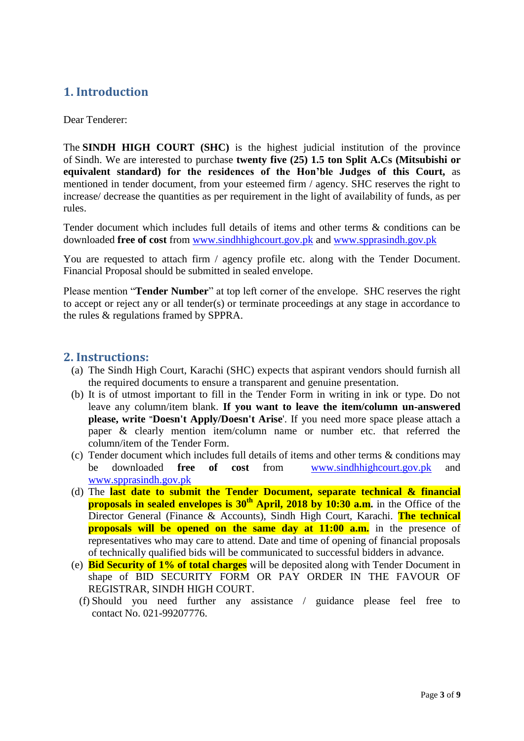## 1. Introduction

Dear Tenderer:

The **SINDH HIGH COURT (SHC)** is the highest judicial institution of the province of Sindh. We are interested to purchase **twenty five (25) 1.5 ton Split A.Cs (Mitsubishi or equivalent standard) for the residences of the Hon'ble Judges of this Court,** as mentioned in tender document, from your esteemed firm / agency. SHC reserves the right to increase/ decrease the quantities as per requirement in the light of availability of funds, as per rules.

Tender document which includes full details of items and other terms & conditions can be downloaded **free of cost** from www.sindhhighcourt.gov.pk and www.spprasindh.gov.pk

You are requested to attach firm / agency profile etc. along with the Tender Document. Financial Proposal should be submitted in sealed envelope.

Please mention "**Tender Number**" at top left corner of the envelope. SHC reserves the right to accept or reject any or all tender(s) or terminate proceedings at any stage in accordance to the rules & regulations framed by SPPRA.

## 2. Instructions:

(a) The Sindh High Court, Karachi (SHC) expects that aspirant vendors should furnish all the required documents to ensure a transparent and genuine presentation.

(b) It is of utmost important to fill in the Tender Form in writing in ink or type. Do not leave any column/item blank. **If you want to leave the item/column un-answered please, write "Doesn't Apply/Doesn't Arise**'. If you need more space please attach a paper & clearly mention item/column name or number etc. that referred the column/item of the Tender Form.

(c) Tender document which includes full details of items and other terms & conditions may be downloaded **free of cost** from www.sindhhighcourt.gov.pk and www.spprasindh.gov.pk

(d) The **last date to submit the Tender Document, separate technical & financial proposals in sealed envelopes is 30th April, 2018 by 10:30 a.m.** in the Office of the Director General (Finance & Accounts), Sindh High Court, Karachi. **The technical proposals will be opened on the same day at 11:00 a.m.** in the presence of representatives who may care to attend. Date and time of opening of financial proposals of technically qualified bids will be communicated to successful bidders in advance.

(e) **Bid Security of 1% of total charges** will be deposited along with Tender Document in shape of BID SECURITY FORM OR PAY ORDER IN THE FAVOUR OF REGISTRAR, SINDH HIGH COURT.

(f) Should you need further any assistance / guidance please feel free to contact No. 021-99207776.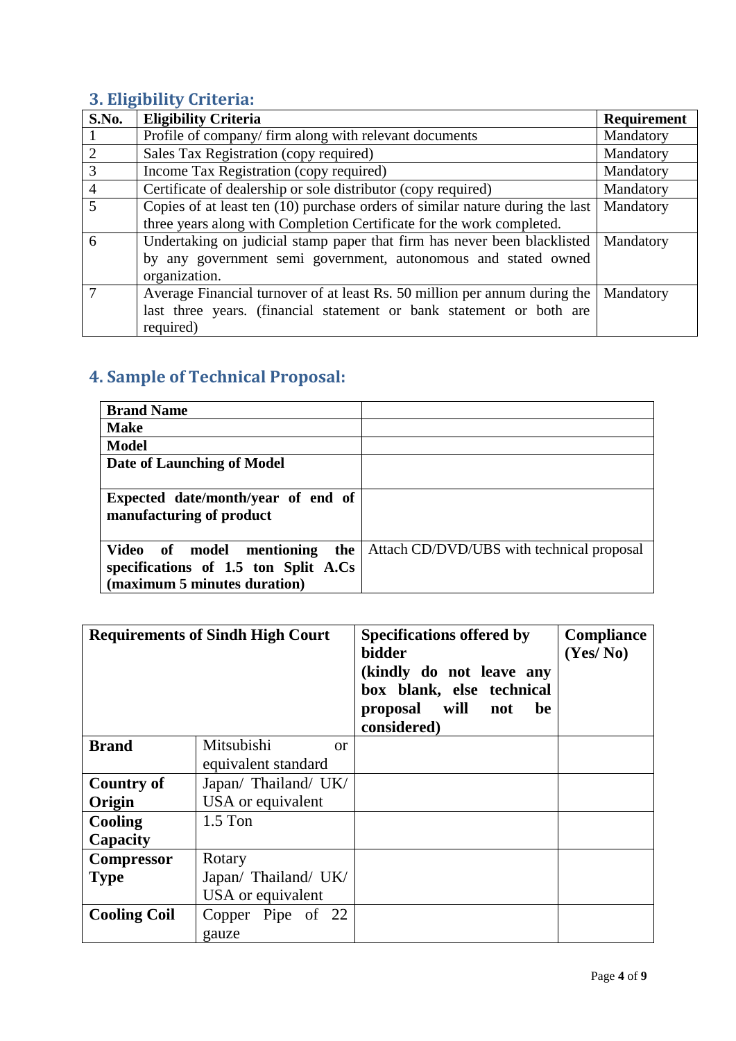## 3. Eligibility Criteria:

| S.No. | Eligibility Criteria | Requirement |
| --- | --- | --- |
| 1 | Profile of company/ firm along with relevant documents | Mandatory |
| 2 | Sales Tax Registration (copy required) | Mandatory |
| 3 | Income Tax Registration (copy required) | Mandatory |
| 4 | Certificate of dealership or sole distributor (copy required) | Mandatory |
| 5 | Copies of at least ten (10) purchase orders of similar nature during the last three years along with Completion Certificate for the work completed. | Mandatory |
| 6 | Undertaking on judicial stamp paper that firm has never been blacklisted by any government semi government, autonomous and stated owned organization. | Mandatory |
| 7 | Average Financial turnover of at least Rs. 50 million per annum during the last three years. (financial statement or bank statement or both are required) | Mandatory |

## 4. Sample of Technical Proposal:

| **Brand Name** | |
| --- | --- |
| **Make** | |
| **Model** | |
| **Date of Launching of Model** | |
| **Expected date/month/year of end of manufacturing of product** | |
| **Video of model mentioning the specifications of 1.5 ton Split A.Cs (maximum 5 minutes duration)** | Attach CD/DVD/UBS with technical proposal |

| **Requirements of Sindh High Court** | | **Specifications offered by bidder (kindly do not leave any box blank, else technical proposal will not be considered)** | **Compliance (Yes/ No)** |
| --- | --- | --- | --- |
| **Brand** | Mitsubishi or equivalent standard | | |
| **Country of Origin** | Japan/ Thailand/ UK/ USA or equivalent | | |
| **Cooling Capacity** | 1.5 Ton | | |
| **Compressor Type** | Rotary Japan/ Thailand/ UK/ USA or equivalent | | |
| **Cooling Coil** | Copper Pipe of 22 gauze | | |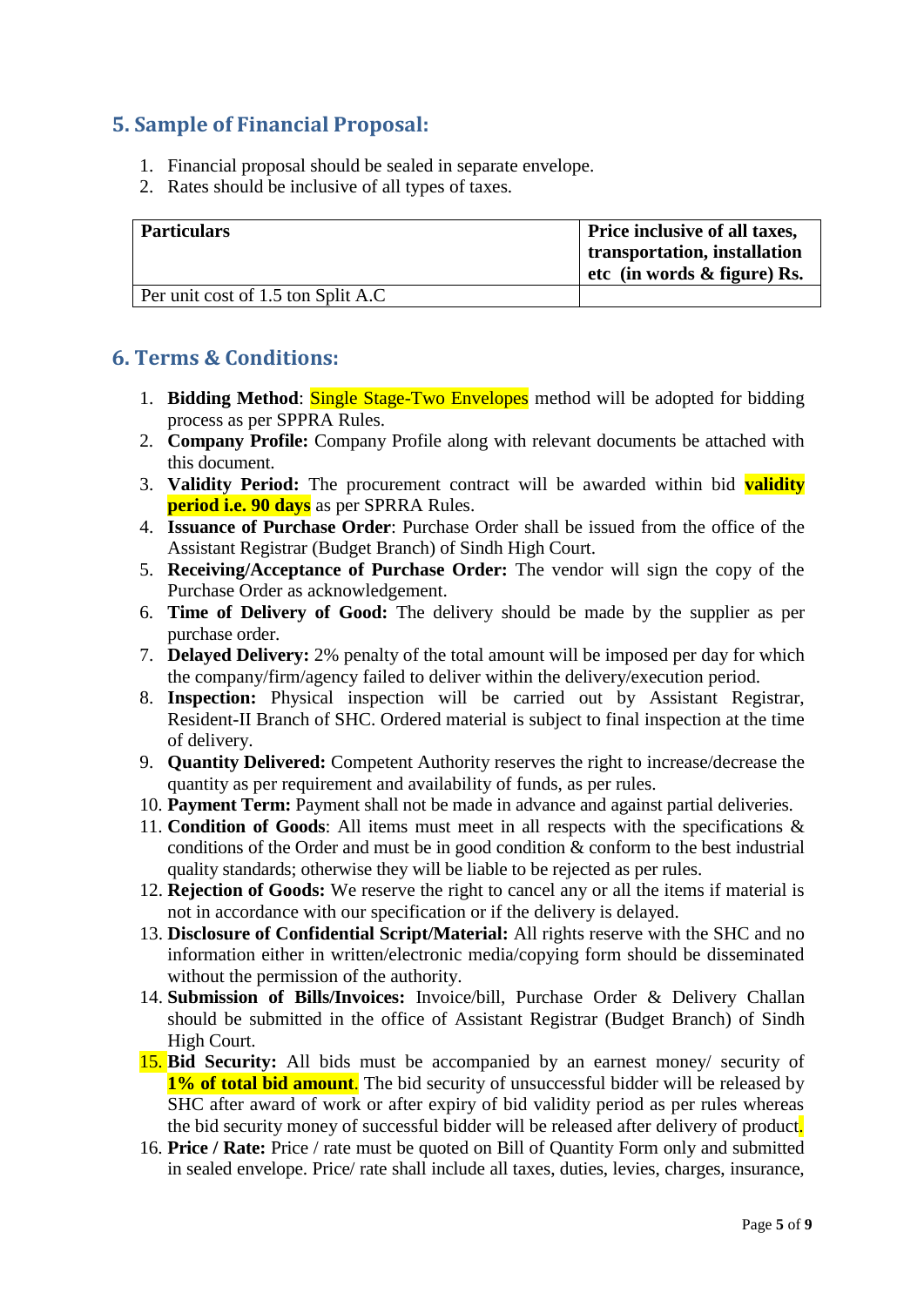## 5. Sample of Financial Proposal:

1. Financial proposal should be sealed in separate envelope.
2. Rates should be inclusive of all types of taxes.

| **Particulars** | **Price inclusive of all taxes, transportation, installation etc (in words & figure) Rs.** |
|---|---|
| Per unit cost of 1.5 ton Split A.C | |

## 6. Terms & Conditions:

1. **Bidding Method**: Single Stage-Two Envelopes method will be adopted for bidding process as per SPPRA Rules.
2. **Company Profile:** Company Profile along with relevant documents be attached with this document.
3. **Validity Period:** The procurement contract will be awarded within bid **validity period i.e. 90 days** as per SPRRA Rules.
4. **Issuance of Purchase Order**: Purchase Order shall be issued from the office of the Assistant Registrar (Budget Branch) of Sindh High Court.
5. **Receiving/Acceptance of Purchase Order:** The vendor will sign the copy of the Purchase Order as acknowledgement.
6. **Time of Delivery of Good:** The delivery should be made by the supplier as per purchase order.
7. **Delayed Delivery:** 2% penalty of the total amount will be imposed per day for which the company/firm/agency failed to deliver within the delivery/execution period.
8. **Inspection:** Physical inspection will be carried out by Assistant Registrar, Resident-II Branch of SHC. Ordered material is subject to final inspection at the time of delivery.
9. **Quantity Delivered:** Competent Authority reserves the right to increase/decrease the quantity as per requirement and availability of funds, as per rules.
10. **Payment Term:** Payment shall not be made in advance and against partial deliveries.
11. **Condition of Goods**: All items must meet in all respects with the specifications & conditions of the Order and must be in good condition & conform to the best industrial quality standards; otherwise they will be liable to be rejected as per rules.
12. **Rejection of Goods:** We reserve the right to cancel any or all the items if material is not in accordance with our specification or if the delivery is delayed.
13. **Disclosure of Confidential Script/Material:** All rights reserve with the SHC and no information either in written/electronic media/copying form should be disseminated without the permission of the authority.
14. **Submission of Bills/Invoices:** Invoice/bill, Purchase Order & Delivery Challan should be submitted in the office of Assistant Registrar (Budget Branch) of Sindh High Court.
15. **Bid Security:** All bids must be accompanied by an earnest money/ security of **1% of total bid amount**. The bid security of unsuccessful bidder will be released by SHC after award of work or after expiry of bid validity period as per rules whereas the bid security money of successful bidder will be released after delivery of product.
16. **Price / Rate:** Price / rate must be quoted on Bill of Quantity Form only and submitted in sealed envelope. Price/ rate shall include all taxes, duties, levies, charges, insurance,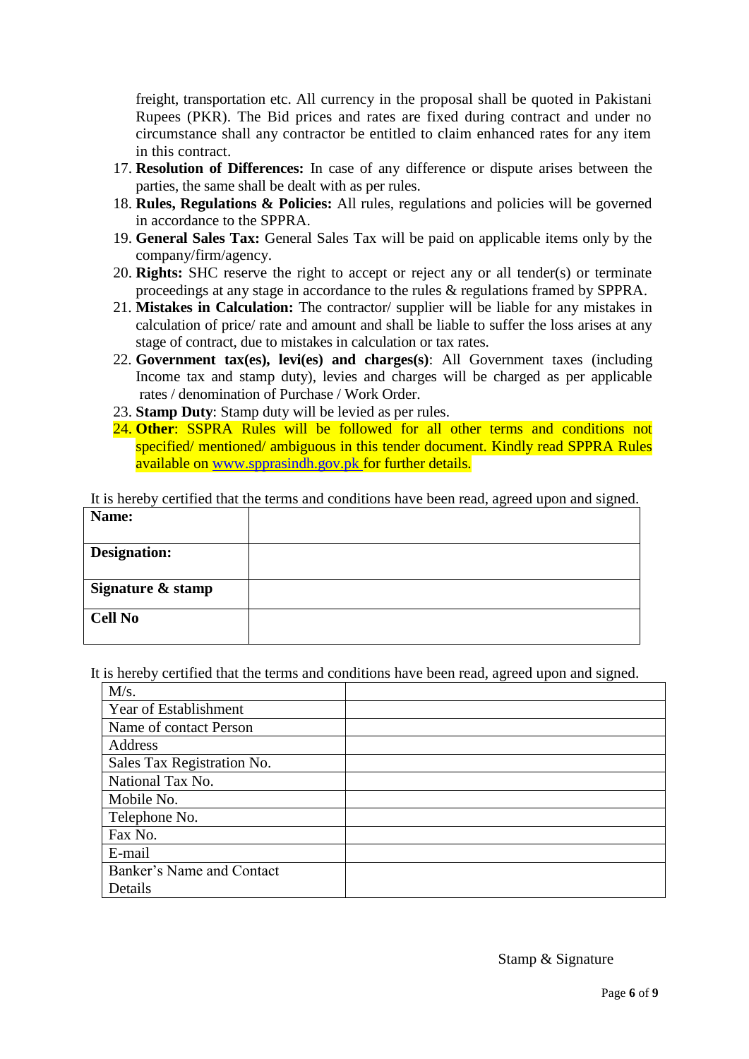freight, transportation etc. All currency in the proposal shall be quoted in Pakistani Rupees (PKR). The Bid prices and rates are fixed during contract and under no circumstance shall any contractor be entitled to claim enhanced rates for any item in this contract.

17. **Resolution of Differences:** In case of any difference or dispute arises between the parties, the same shall be dealt with as per rules.
18. **Rules, Regulations & Policies:** All rules, regulations and policies will be governed in accordance to the SPPRA.
19. **General Sales Tax:** General Sales Tax will be paid on applicable items only by the company/firm/agency.
20. **Rights:** SHC reserve the right to accept or reject any or all tender(s) or terminate proceedings at any stage in accordance to the rules & regulations framed by SPPRA.
21. **Mistakes in Calculation:** The contractor/ supplier will be liable for any mistakes in calculation of price/ rate and amount and shall be liable to suffer the loss arises at any stage of contract, due to mistakes in calculation or tax rates.
22. **Government tax(es), levi(es) and charges(s)**: All Government taxes (including Income tax and stamp duty), levies and charges will be charged as per applicable rates / denomination of Purchase / Work Order.
23. **Stamp Duty**: Stamp duty will be levied as per rules.
24. **Other**: SSPRA Rules will be followed for all other terms and conditions not specified/ mentioned/ ambiguous in this tender document. Kindly read SPPRA Rules available on www.spprasindh.gov.pk for further details.

It is hereby certified that the terms and conditions have been read, agreed upon and signed.

| **Name:** | |
|---|---|
| **Designation:** | |
| **Signature & stamp** | |
| **Cell No** | |

It is hereby certified that the terms and conditions have been read, agreed upon and signed.

| M/s. | |
|---|---|
| Year of Establishment | |
| Name of contact Person | |
| Address | |
| Sales Tax Registration No. | |
| National Tax No. | |
| Mobile No. | |
| Telephone No. | |
| Fax No. | |
| E-mail | |
| Banker's Name and Contact Details | |

Stamp & Signature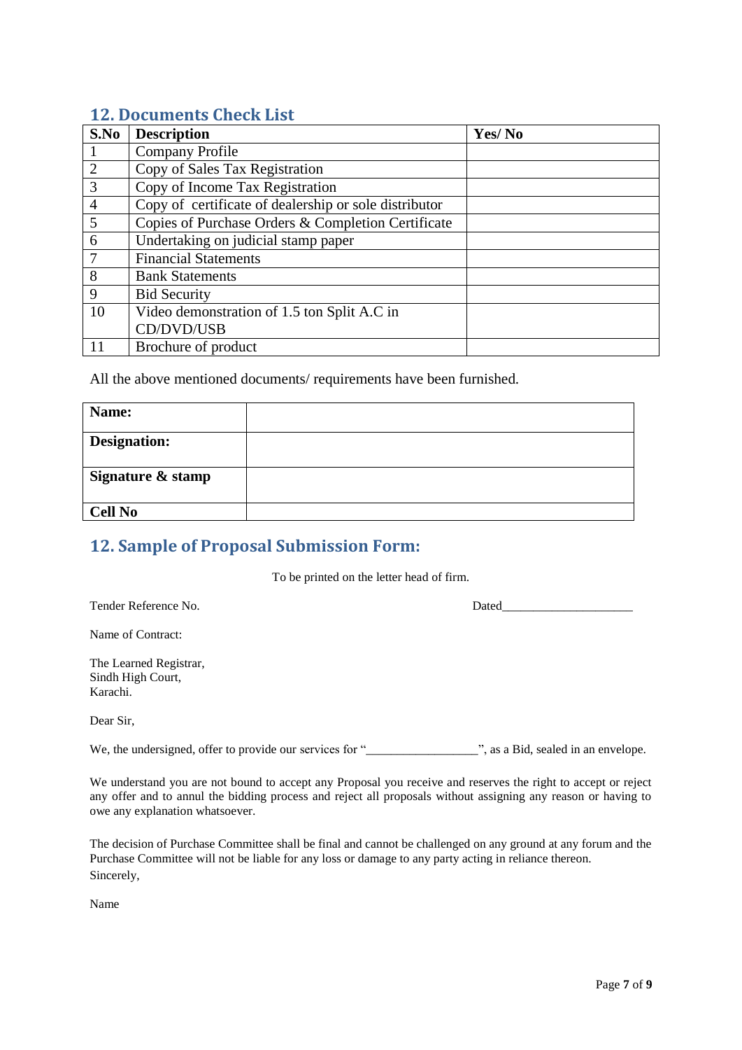## 12. Documents Check List

| S.No | Description | Yes/ No |
|---|---|---|
| 1 | Company Profile | |
| 2 | Copy of Sales Tax Registration | |
| 3 | Copy of Income Tax Registration | |
| 4 | Copy of certificate of dealership or sole distributor | |
| 5 | Copies of Purchase Orders & Completion Certificate | |
| 6 | Undertaking on judicial stamp paper | |
| 7 | Financial Statements | |
| 8 | Bank Statements | |
| 9 | Bid Security | |
| 10 | Video demonstration of 1.5 ton Split A.C in CD/DVD/USB | |
| 11 | Brochure of product | |

All the above mentioned documents/ requirements have been furnished.

| **Name:** | |
|---|---|
| **Designation:** | |
| **Signature & stamp** | |
| **Cell No** | |

## 12. Sample of Proposal Submission Form:

To be printed on the letter head of firm.

Tender Reference No. Dated_____________________

Name of Contract:

The Learned Registrar,
Sindh High Court,
Karachi.

Dear Sir,

We, the undersigned, offer to provide our services for "_________________", as a Bid, sealed in an envelope.

We understand you are not bound to accept any Proposal you receive and reserves the right to accept or reject any offer and to annul the bidding process and reject all proposals without assigning any reason or having to owe any explanation whatsoever.

The decision of Purchase Committee shall be final and cannot be challenged on any ground at any forum and the Purchase Committee will not be liable for any loss or damage to any party acting in reliance thereon.

Sincerely,

Name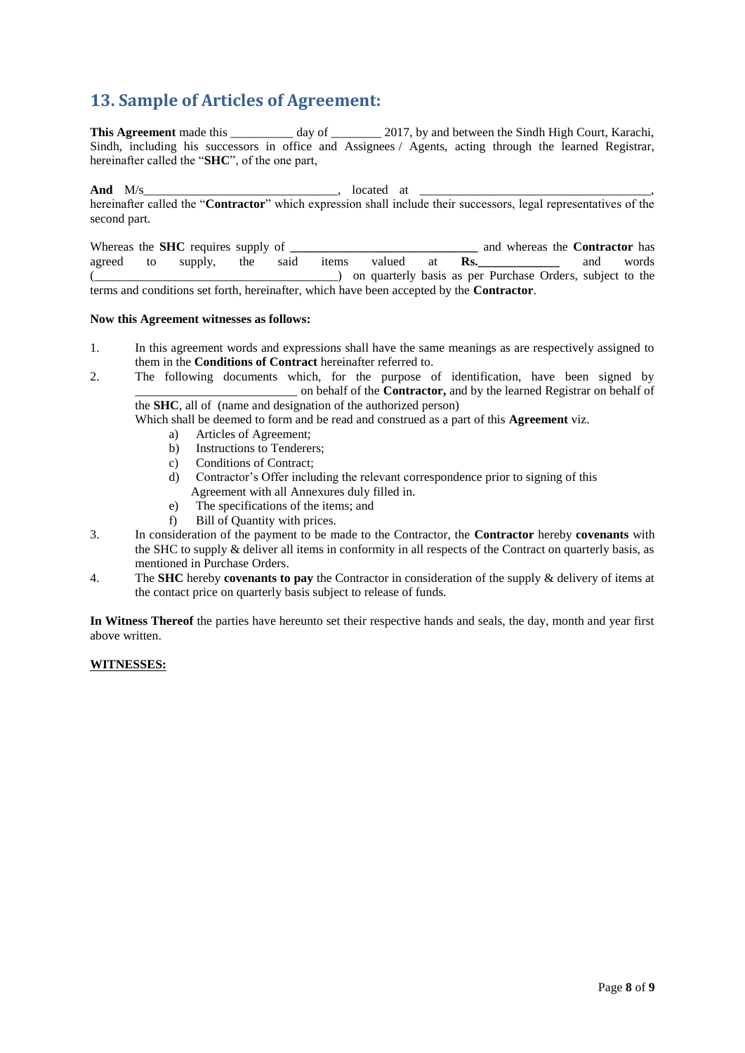## 13. Sample of Articles of Agreement:

**This Agreement** made this __________ day of ________ 2017, by and between the Sindh High Court, Karachi, Sindh, including his successors in office and Assignees / Agents, acting through the learned Registrar, hereinafter called the "**SHC**", of the one part,

**And** M/s_______________________________, located at _____________________________________, hereinafter called the "**Contractor**" which expression shall include their successors, legal representatives of the second part.

Whereas the **SHC** requires supply of **______________________________** and whereas the **Contractor** has agreed to supply, the said items valued at **Rs.____________** and words (______________________________________) on quarterly basis as per Purchase Orders, subject to the terms and conditions set forth, hereinafter, which have been accepted by the **Contractor**.

**Now this Agreement witnesses as follows:**

1. In this agreement words and expressions shall have the same meanings as are respectively assigned to them in the **Conditions of Contract** hereinafter referred to.
2. The following documents which, for the purpose of identification, have been signed by __________________________ on behalf of the **Contractor,** and by the learned Registrar on behalf of the **SHC**, all of (name and designation of the authorized person)
   Which shall be deemed to form and be read and construed as a part of this **Agreement** viz.
   a) Articles of Agreement;
   b) Instructions to Tenderers;
   c) Conditions of Contract;
   d) Contractor's Offer including the relevant correspondence prior to signing of this Agreement with all Annexures duly filled in.
   e) The specifications of the items; and
   f) Bill of Quantity with prices.
3. In consideration of the payment to be made to the Contractor, the **Contractor** hereby **covenants** with the SHC to supply & deliver all items in conformity in all respects of the Contract on quarterly basis, as mentioned in Purchase Orders.
4. The **SHC** hereby **covenants to pay** the Contractor in consideration of the supply & delivery of items at the contact price on quarterly basis subject to release of funds.

**In Witness Thereof** the parties have hereunto set their respective hands and seals, the day, month and year first above written.

**WITNESSES:**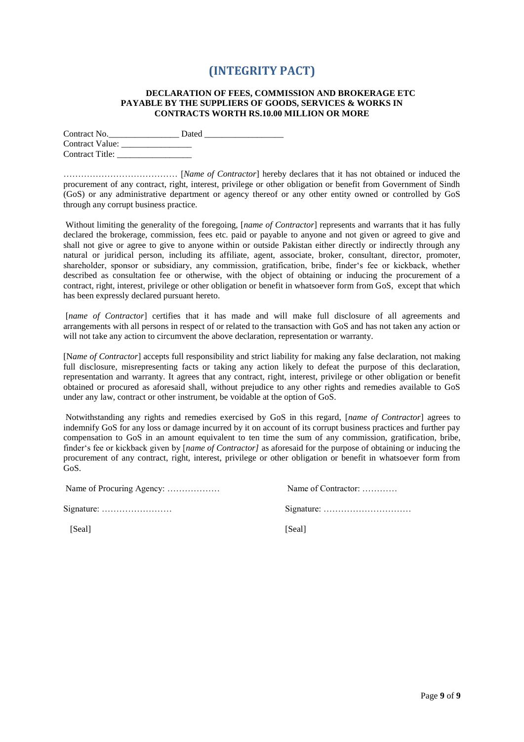# (INTEGRITY PACT)

**DECLARATION OF FEES, COMMISSION AND BROKERAGE ETC PAYABLE BY THE SUPPLIERS OF GOODS, SERVICES & WORKS IN CONTRACTS WORTH RS.10.00 MILLION OR MORE**

Contract No.________________ Dated __________________
Contract Value: ________________
Contract Title: _________________

………………………………… [*Name of Contractor*] hereby declares that it has not obtained or induced the procurement of any contract, right, interest, privilege or other obligation or benefit from Government of Sindh (GoS) or any administrative department or agency thereof or any other entity owned or controlled by GoS through any corrupt business practice.

Without limiting the generality of the foregoing, [*name of Contractor*] represents and warrants that it has fully declared the brokerage, commission, fees etc. paid or payable to anyone and not given or agreed to give and shall not give or agree to give to anyone within or outside Pakistan either directly or indirectly through any natural or juridical person, including its affiliate, agent, associate, broker, consultant, director, promoter, shareholder, sponsor or subsidiary, any commission, gratification, bribe, finder's fee or kickback, whether described as consultation fee or otherwise, with the object of obtaining or inducing the procurement of a contract, right, interest, privilege or other obligation or benefit in whatsoever form from GoS, except that which has been expressly declared pursuant hereto.

[*name of Contractor*] certifies that it has made and will make full disclosure of all agreements and arrangements with all persons in respect of or related to the transaction with GoS and has not taken any action or will not take any action to circumvent the above declaration, representation or warranty.

[N*ame of Contractor*] accepts full responsibility and strict liability for making any false declaration, not making full disclosure, misrepresenting facts or taking any action likely to defeat the purpose of this declaration, representation and warranty. It agrees that any contract, right, interest, privilege or other obligation or benefit obtained or procured as aforesaid shall, without prejudice to any other rights and remedies available to GoS under any law, contract or other instrument, be voidable at the option of GoS.

Notwithstanding any rights and remedies exercised by GoS in this regard, [*name of Contractor*] agrees to indemnify GoS for any loss or damage incurred by it on account of its corrupt business practices and further pay compensation to GoS in an amount equivalent to ten time the sum of any commission, gratification, bribe, finder's fee or kickback given by [*name of Contractor]* as aforesaid for the purpose of obtaining or inducing the procurement of any contract, right, interest, privilege or other obligation or benefit in whatsoever form from GoS.

Name of Procuring Agency: ………………

Signature: ……………………

[Seal]

Name of Contractor: …………

Signature: …………………………

[Seal]